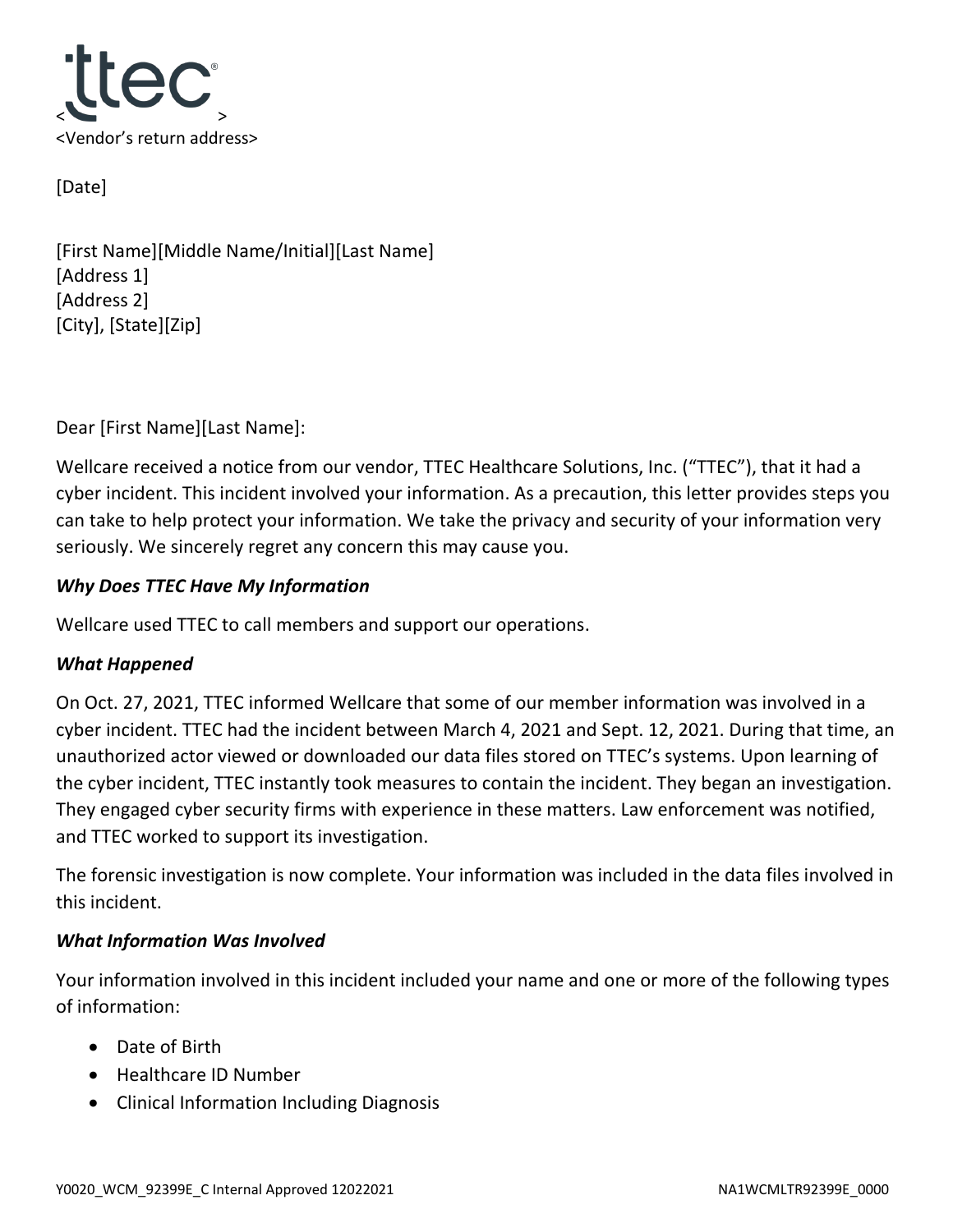ttec

< >

<Vendor's return address>

[Date]

[First Name][Middle Name/Initial][Last Name]
[Address 1]
[Address 2]
[City], [State][Zip]

Dear [First Name][Last Name]:

Wellcare received a notice from our vendor, TTEC Healthcare Solutions, Inc. ("TTEC"), that it had a cyber incident. This incident involved your information. As a precaution, this letter provides steps you can take to help protect your information. We take the privacy and security of your information very seriously. We sincerely regret any concern this may cause you.

***Why Does TTEC Have My Information***

Wellcare used TTEC to call members and support our operations.

***What Happened***

On Oct. 27, 2021, TTEC informed Wellcare that some of our member information was involved in a cyber incident. TTEC had the incident between March 4, 2021 and Sept. 12, 2021. During that time, an unauthorized actor viewed or downloaded our data files stored on TTEC's systems. Upon learning of the cyber incident, TTEC instantly took measures to contain the incident. They began an investigation. They engaged cyber security firms with experience in these matters. Law enforcement was notified, and TTEC worked to support its investigation.

The forensic investigation is now complete. Your information was included in the data files involved in this incident.

***What Information Was Involved***

Your information involved in this incident included your name and one or more of the following types of information:

- Date of Birth
- Healthcare ID Number
- Clinical Information Including Diagnosis

Y0020_WCM_92399E_C Internal Approved 12022021 NA1WCMLTR92399E_0000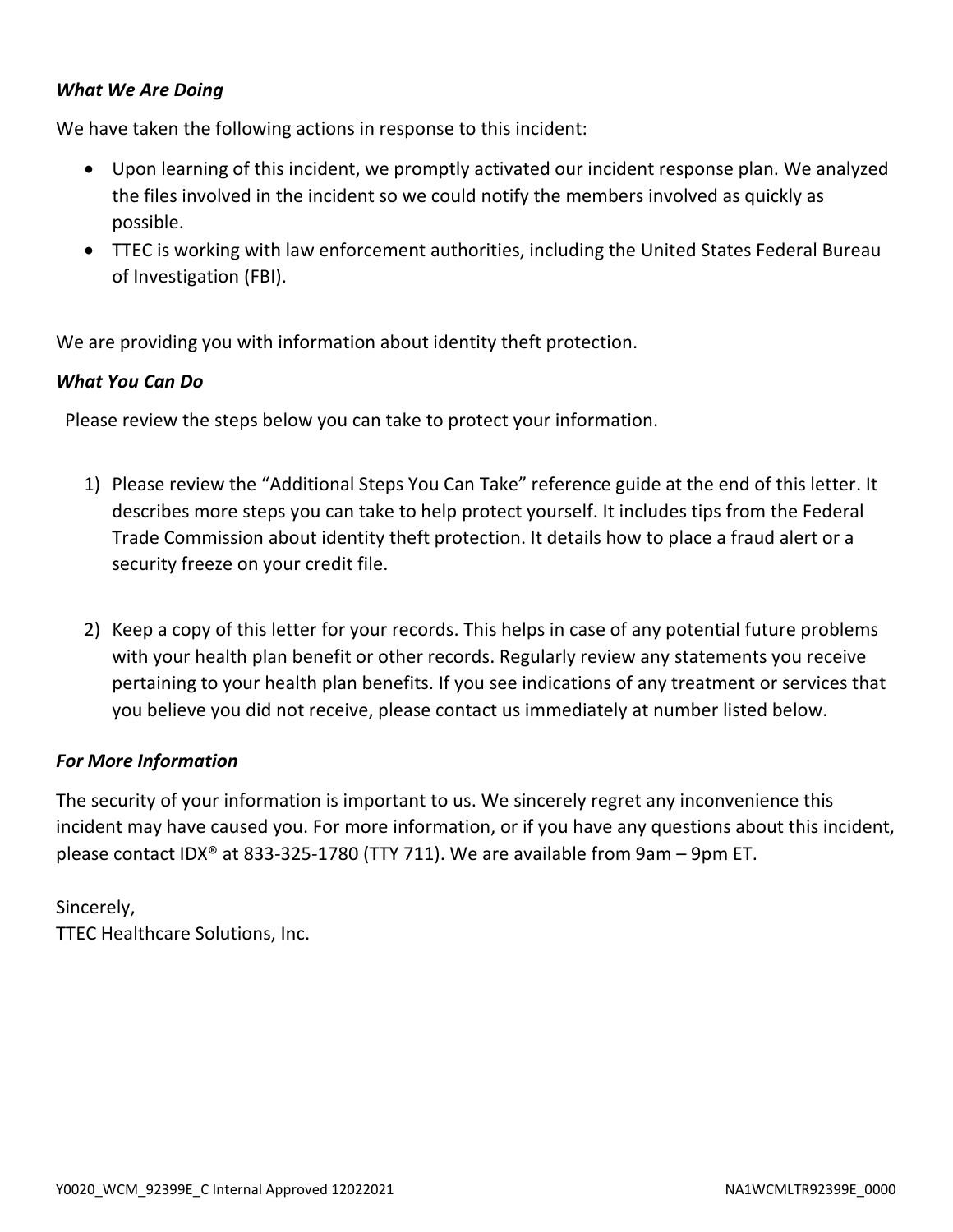***What We Are Doing***

We have taken the following actions in response to this incident:

- Upon learning of this incident, we promptly activated our incident response plan. We analyzed the files involved in the incident so we could notify the members involved as quickly as possible.
- TTEC is working with law enforcement authorities, including the United States Federal Bureau of Investigation (FBI).

We are providing you with information about identity theft protection.

***What You Can Do***

Please review the steps below you can take to protect your information.

1) Please review the "Additional Steps You Can Take" reference guide at the end of this letter. It describes more steps you can take to help protect yourself. It includes tips from the Federal Trade Commission about identity theft protection. It details how to place a fraud alert or a security freeze on your credit file.

2) Keep a copy of this letter for your records. This helps in case of any potential future problems with your health plan benefit or other records. Regularly review any statements you receive pertaining to your health plan benefits. If you see indications of any treatment or services that you believe you did not receive, please contact us immediately at number listed below.

***For More Information***

The security of your information is important to us. We sincerely regret any inconvenience this incident may have caused you. For more information, or if you have any questions about this incident, please contact IDX® at 833-325-1780 (TTY 711). We are available from 9am – 9pm ET.

Sincerely,
TTEC Healthcare Solutions, Inc.

Y0020_WCM_92399E_C Internal Approved 12022021 NA1WCMLTR92399E_0000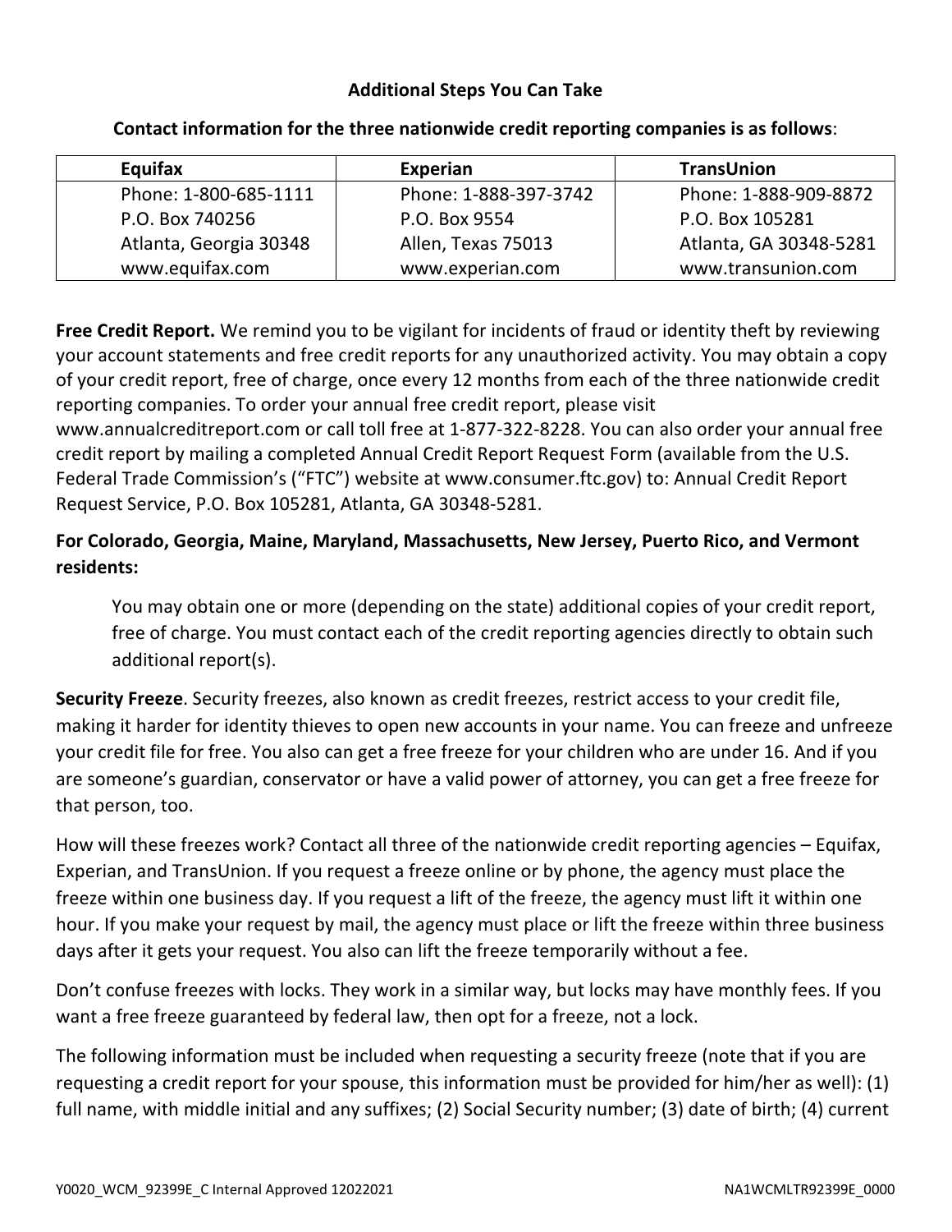## Additional Steps You Can Take

**Contact information for the three nationwide credit reporting companies is as follows**:

| Equifax | Experian | TransUnion |
|---|---|---|
| Phone: 1-800-685-1111<br>P.O. Box 740256<br>Atlanta, Georgia 30348<br>www.equifax.com | Phone: 1-888-397-3742<br>P.O. Box 9554<br>Allen, Texas 75013<br>www.experian.com | Phone: 1-888-909-8872<br>P.O. Box 105281<br>Atlanta, GA 30348-5281<br>www.transunion.com |

**Free Credit Report.** We remind you to be vigilant for incidents of fraud or identity theft by reviewing your account statements and free credit reports for any unauthorized activity. You may obtain a copy of your credit report, free of charge, once every 12 months from each of the three nationwide credit reporting companies. To order your annual free credit report, please visit www.annualcreditreport.com or call toll free at 1-877-322-8228. You can also order your annual free credit report by mailing a completed Annual Credit Report Request Form (available from the U.S. Federal Trade Commission's ("FTC") website at www.consumer.ftc.gov) to: Annual Credit Report Request Service, P.O. Box 105281, Atlanta, GA 30348-5281.

**For Colorado, Georgia, Maine, Maryland, Massachusetts, New Jersey, Puerto Rico, and Vermont residents:**

> You may obtain one or more (depending on the state) additional copies of your credit report, free of charge. You must contact each of the credit reporting agencies directly to obtain such additional report(s).

**Security Freeze**. Security freezes, also known as credit freezes, restrict access to your credit file, making it harder for identity thieves to open new accounts in your name. You can freeze and unfreeze your credit file for free. You also can get a free freeze for your children who are under 16. And if you are someone's guardian, conservator or have a valid power of attorney, you can get a free freeze for that person, too.

How will these freezes work? Contact all three of the nationwide credit reporting agencies – Equifax, Experian, and TransUnion. If you request a freeze online or by phone, the agency must place the freeze within one business day. If you request a lift of the freeze, the agency must lift it within one hour. If you make your request by mail, the agency must place or lift the freeze within three business days after it gets your request. You also can lift the freeze temporarily without a fee.

Don't confuse freezes with locks. They work in a similar way, but locks may have monthly fees. If you want a free freeze guaranteed by federal law, then opt for a freeze, not a lock.

The following information must be included when requesting a security freeze (note that if you are requesting a credit report for your spouse, this information must be provided for him/her as well): (1) full name, with middle initial and any suffixes; (2) Social Security number; (3) date of birth; (4) current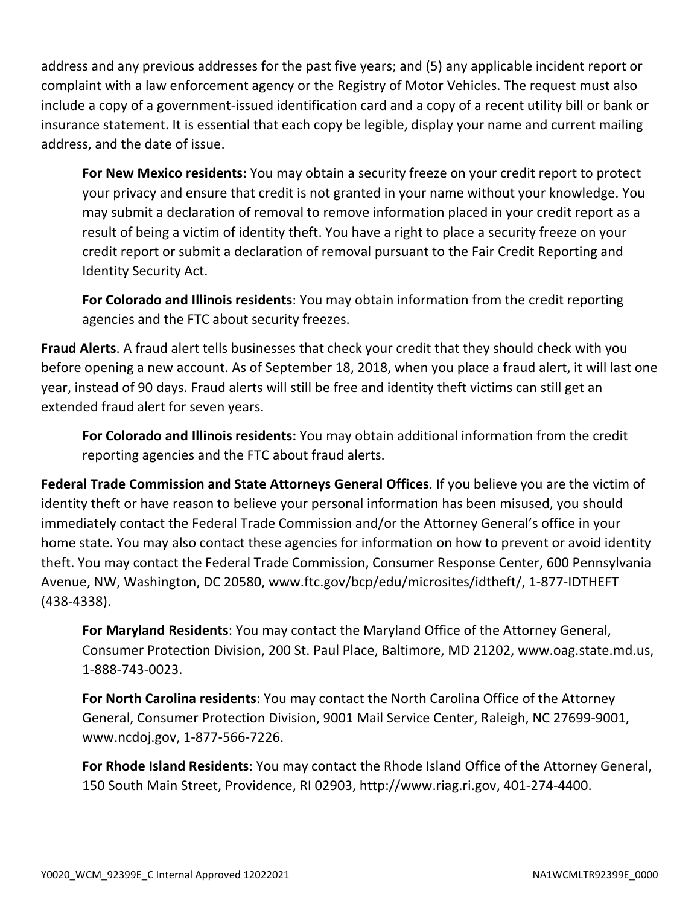address and any previous addresses for the past five years; and (5) any applicable incident report or complaint with a law enforcement agency or the Registry of Motor Vehicles. The request must also include a copy of a government-issued identification card and a copy of a recent utility bill or bank or insurance statement. It is essential that each copy be legible, display your name and current mailing address, and the date of issue.

**For New Mexico residents:** You may obtain a security freeze on your credit report to protect your privacy and ensure that credit is not granted in your name without your knowledge. You may submit a declaration of removal to remove information placed in your credit report as a result of being a victim of identity theft. You have a right to place a security freeze on your credit report or submit a declaration of removal pursuant to the Fair Credit Reporting and Identity Security Act.

**For Colorado and Illinois residents**: You may obtain information from the credit reporting agencies and the FTC about security freezes.

**Fraud Alerts**. A fraud alert tells businesses that check your credit that they should check with you before opening a new account. As of September 18, 2018, when you place a fraud alert, it will last one year, instead of 90 days. Fraud alerts will still be free and identity theft victims can still get an extended fraud alert for seven years.

**For Colorado and Illinois residents:** You may obtain additional information from the credit reporting agencies and the FTC about fraud alerts.

**Federal Trade Commission and State Attorneys General Offices**. If you believe you are the victim of identity theft or have reason to believe your personal information has been misused, you should immediately contact the Federal Trade Commission and/or the Attorney General's office in your home state. You may also contact these agencies for information on how to prevent or avoid identity theft. You may contact the Federal Trade Commission, Consumer Response Center, 600 Pennsylvania Avenue, NW, Washington, DC 20580, www.ftc.gov/bcp/edu/microsites/idtheft/, 1-877-IDTHEFT (438-4338).

**For Maryland Residents**: You may contact the Maryland Office of the Attorney General, Consumer Protection Division, 200 St. Paul Place, Baltimore, MD 21202, www.oag.state.md.us, 1-888-743-0023.

**For North Carolina residents**: You may contact the North Carolina Office of the Attorney General, Consumer Protection Division, 9001 Mail Service Center, Raleigh, NC 27699-9001, www.ncdoj.gov, 1-877-566-7226.

**For Rhode Island Residents**: You may contact the Rhode Island Office of the Attorney General, 150 South Main Street, Providence, RI 02903, http://www.riag.ri.gov, 401-274-4400.

Y0020_WCM_92399E_C Internal Approved 12022021 NA1WCMLTR92399E_0000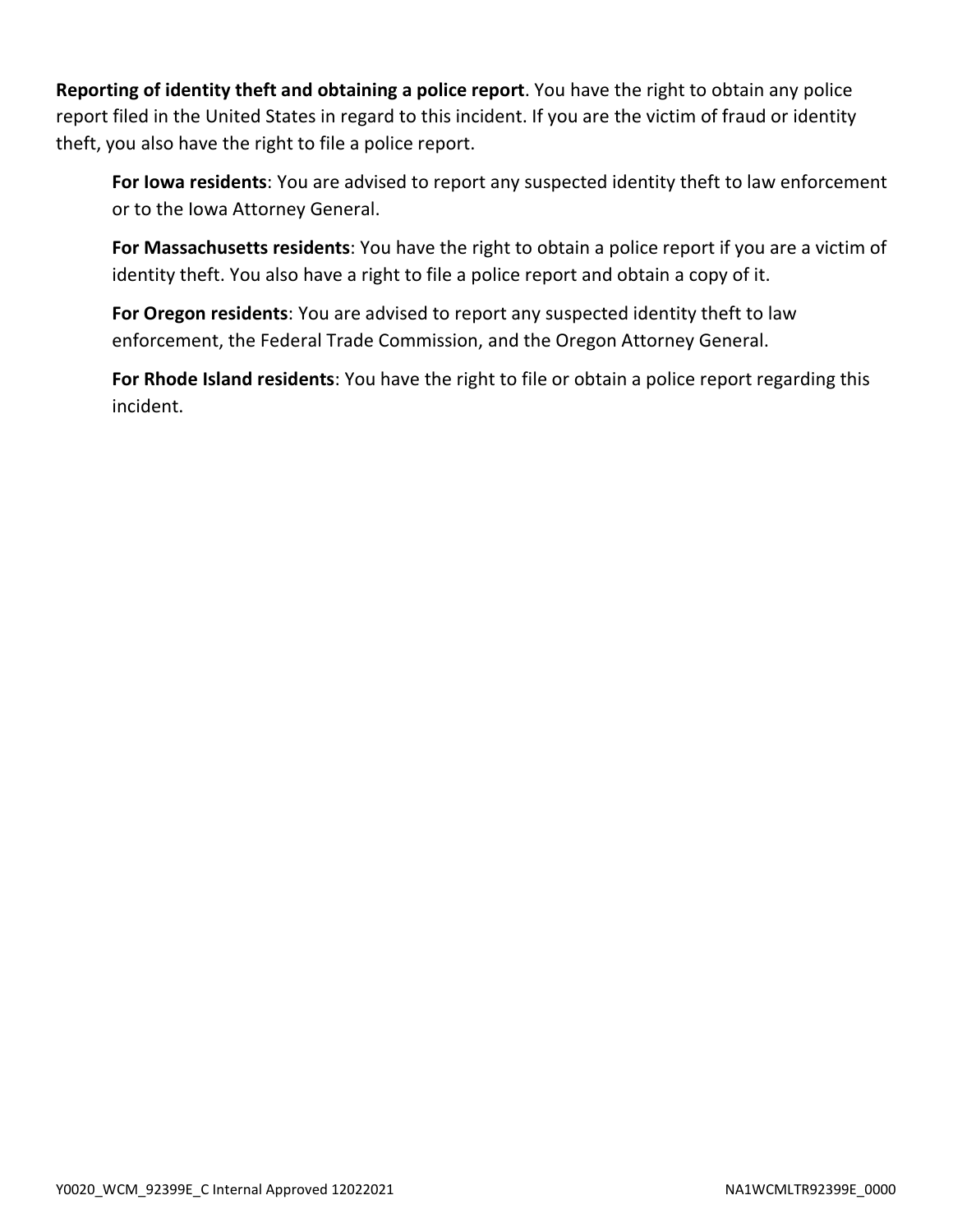**Reporting of identity theft and obtaining a police report**. You have the right to obtain any police report filed in the United States in regard to this incident. If you are the victim of fraud or identity theft, you also have the right to file a police report.

**For Iowa residents**: You are advised to report any suspected identity theft to law enforcement or to the Iowa Attorney General.

**For Massachusetts residents**: You have the right to obtain a police report if you are a victim of identity theft. You also have a right to file a police report and obtain a copy of it.

**For Oregon residents**: You are advised to report any suspected identity theft to law enforcement, the Federal Trade Commission, and the Oregon Attorney General.

**For Rhode Island residents**: You have the right to file or obtain a police report regarding this incident.

Y0020_WCM_92399E_C Internal Approved 12022021

NA1WCMLTR92399E_0000